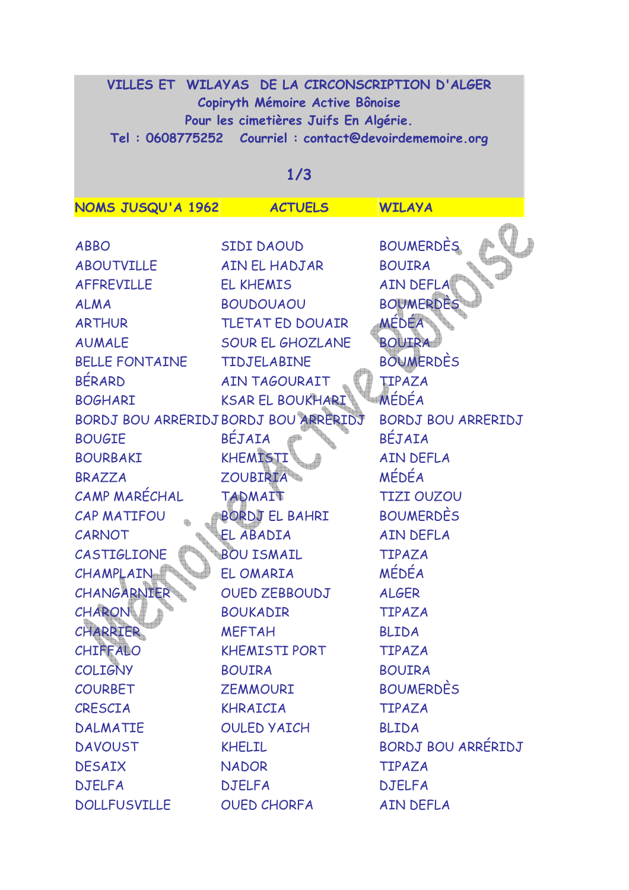# VILLES ET WILAYAS DE LA CIRCONSCRIPTION D'ALGER

Copiryth Mémoire Active Bônoise

Pour les cimetières Juifs En Algérie.

Tel : 0608775252 Courriel : contact@devoirdememoire.org

1/3

| NOMS JUSQU'A 1962 | ACTUELS | WILAYA |
|---|---|---|
| ABBO | SIDI DAOUD | BOUMERDÈS |
| ABOUTVILLE | AIN EL HADJAR | BOUIRA |
| AFFREVILLE | EL KHEMIS | AIN DEFLA |
| ALMA | BOUDOUAOU | BOUMERDÈS |
| ARTHUR | TLETAT ED DOUAIR | MÉDÉA |
| AUMALE | SOUR EL GHOZLANE | BOUIRA |
| BELLE FONTAINE | TIDJELABINE | BOUMERDÈS |
| BÉRARD | AIN TAGOURAIT | TIPAZA |
| BOGHARI | KSAR EL BOUKHARI | MÉDÉA |
| BORDJ BOU ARRERIDJ | BORDJ BOU ARRERIDJ | BORDJ BOU ARRERIDJ |
| BOUGIE | BÉJAIA | BÉJAIA |
| BOURBAKI | KHEMISTI | AIN DEFLA |
| BRAZZA | ZOUBIRIA | MÉDÉA |
| CAMP MARÉCHAL | TADMAIT | TIZI OUZOU |
| CAP MATIFOU | BORDJ EL BAHRI | BOUMERDÈS |
| CARNOT | EL ABADIA | AIN DEFLA |
| CASTIGLIONE | BOU ISMAIL | TIPAZA |
| CHAMPLAIN | EL OMARIA | MÉDÉA |
| CHANGARNIER | OUED ZEBBOUDJ | ALGER |
| CHARON | BOUKADIR | TIPAZA |
| CHARRIER | MEFTAH | BLIDA |
| CHIFFALO | KHEMISTI PORT | TIPAZA |
| COLIGNY | BOUIRA | BOUIRA |
| COURBET | ZEMMOURI | BOUMERDÈS |
| CRESCIA | KHRAICIA | TIPAZA |
| DALMATIE | OULED YAICH | BLIDA |
| DAVOUST | KHELIL | BORDJ BOU ARRÉRIDJ |
| DESAIX | NADOR | TIPAZA |
| DJELFA | DJELFA | DJELFA |
| DOLLFUSVILLE | OUED CHORFA | AIN DEFLA |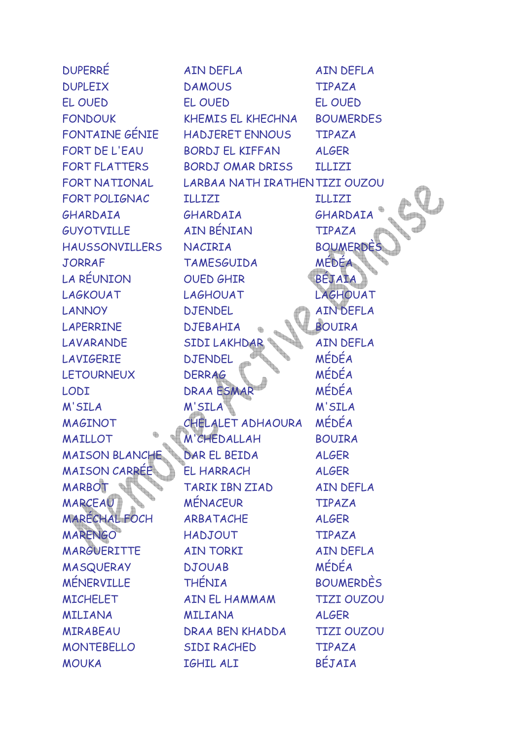| | | |
|---|---|---|
| DUPERRÉ | AIN DEFLA | AIN DEFLA |
| DUPLEIX | DAMOUS | TIPAZA |
| EL OUED | EL OUED | EL OUED |
| FONDOUK | KHEMIS EL KHECHNA | BOUMERDES |
| FONTAINE GÉNIE | HADJERET ENNOUS | TIPAZA |
| FORT DE L'EAU | BORDJ EL KIFFAN | ALGER |
| FORT FLATTERS | BORDJ OMAR DRISS | ILLIZI |
| FORT NATIONAL | LARBAA NATH IRATHEN | TIZI OUZOU |
| FORT POLIGNAC | ILLIZI | ILLIZI |
| GHARDAIA | GHARDAIA | GHARDAIA |
| GUYOTVILLE | AIN BÉNIAN | TIPAZA |
| HAUSSONVILLERS | NACIRIA | BOUMERDÈS |
| JORRAF | TAMESGUIDA | MÉDÉA |
| LA RÉUNION | OUED GHIR | BÉJAIA |
| LAGKOUAT | LAGHOUAT | LAGHOUAT |
| LANNOY | DJENDEL | AIN DEFLA |
| LAPERRINE | DJEBAHIA | BOUIRA |
| LAVARANDE | SIDI LAKHDAR | AIN DEFLA |
| LAVIGERIE | DJENDEL | MÉDÉA |
| LETOURNEUX | DERRAG | MÉDÉA |
| LODI | DRAA ESMAR | MÉDÉA |
| M'SILA | M'SILA | M'SILA |
| MAGINOT | CHELALET ADHAOURA | MÉDÉA |
| MAILLOT | M'CHEDALLAH | BOUIRA |
| MAISON BLANCHE | DAR EL BEIDA | ALGER |
| MAISON CARRÉE | EL HARRACH | ALGER |
| MARBOT | TARIK IBN ZIAD | AIN DEFLA |
| MARCEAU | MÉNACEUR | TIPAZA |
| MARÉCHAL FOCH | ARBATACHE | ALGER |
| MARENGO | HADJOUT | TIPAZA |
| MARGUERITTE | AIN TORKI | AIN DEFLA |
| MASQUERAY | DJOUAB | MÉDÉA |
| MÉNERVILLE | THÉNIA | BOUMERDÈS |
| MICHELET | AIN EL HAMMAM | TIZI OUZOU |
| MILIANA | MILIANA | ALGER |
| MIRABEAU | DRAA BEN KHADDA | TIZI OUZOU |
| MONTEBELLO | SIDI RACHED | TIPAZA |
| MOUKA | IGHIL ALI | BÉJAIA |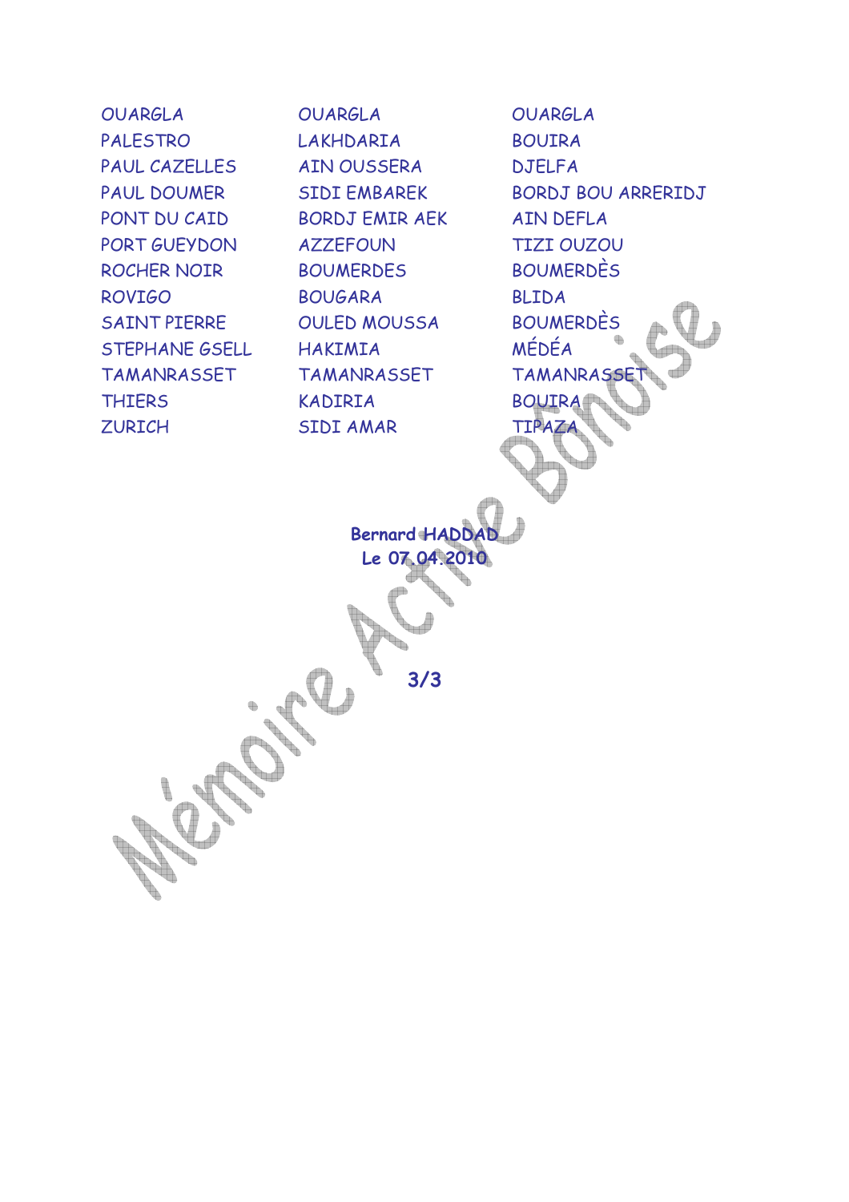| | | |
|---|---|---|
| OUARGLA | OUARGLA | OUARGLA |
| PALESTRO | LAKHDARIA | BOUIRA |
| PAUL CAZELLES | AIN OUSSERA | DJELFA |
| PAUL DOUMER | SIDI EMBAREK | BORDJ BOU ARRERIDJ |
| PONT DU CAID | BORDJ EMIR AEK | AIN DEFLA |
| PORT GUEYDON | AZZEFOUN | TIZI OUZOU |
| ROCHER NOIR | BOUMERDES | BOUMERDÈS |
| ROVIGO | BOUGARA | BLIDA |
| SAINT PIERRE | OULED MOUSSA | BOUMERDÈS |
| STEPHANE GSELL | HAKIMIA | MÉDÉA |
| TAMANRASSET | TAMANRASSET | TAMANRASSET |
| THIERS | KADIRIA | BOUIRA |
| ZURICH | SIDI AMAR | TIPAZA |

**Bernard HADDAD**
**Le 07.04.2010**

Mémoire Active Bônoise